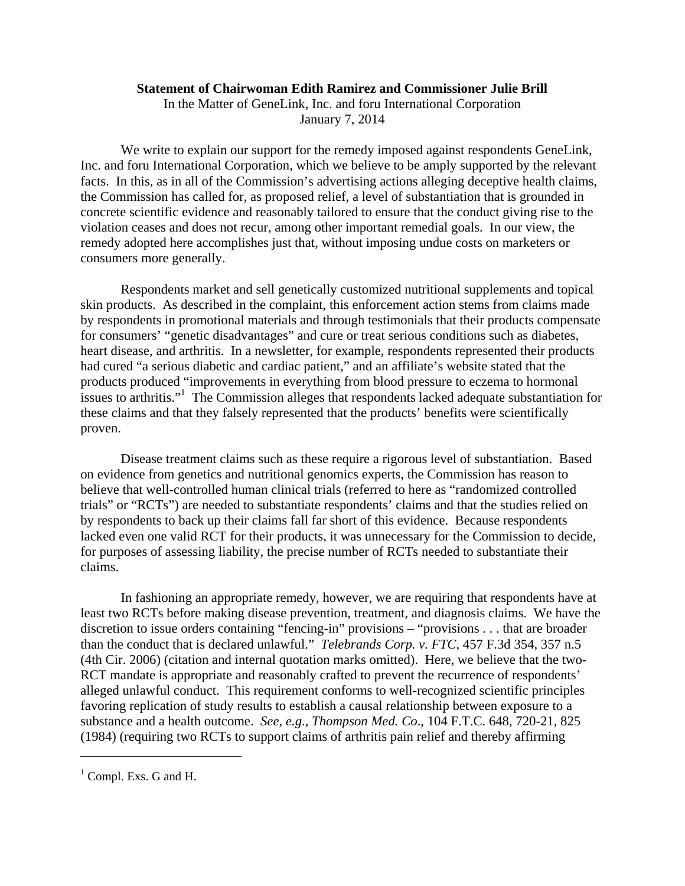**Statement of Chairwoman Edith Ramirez and Commissioner Julie Brill**

In the Matter of GeneLink, Inc. and foru International Corporation

January 7, 2014

We write to explain our support for the remedy imposed against respondents GeneLink, Inc. and foru International Corporation, which we believe to be amply supported by the relevant facts. In this, as in all of the Commission's advertising actions alleging deceptive health claims, the Commission has called for, as proposed relief, a level of substantiation that is grounded in concrete scientific evidence and reasonably tailored to ensure that the conduct giving rise to the violation ceases and does not recur, among other important remedial goals. In our view, the remedy adopted here accomplishes just that, without imposing undue costs on marketers or consumers more generally.

Respondents market and sell genetically customized nutritional supplements and topical skin products. As described in the complaint, this enforcement action stems from claims made by respondents in promotional materials and through testimonials that their products compensate for consumers' "genetic disadvantages" and cure or treat serious conditions such as diabetes, heart disease, and arthritis. In a newsletter, for example, respondents represented their products had cured "a serious diabetic and cardiac patient," and an affiliate's website stated that the products produced "improvements in everything from blood pressure to eczema to hormonal issues to arthritis."[1] The Commission alleges that respondents lacked adequate substantiation for these claims and that they falsely represented that the products' benefits were scientifically proven.

Disease treatment claims such as these require a rigorous level of substantiation. Based on evidence from genetics and nutritional genomics experts, the Commission has reason to believe that well-controlled human clinical trials (referred to here as "randomized controlled trials" or "RCTs") are needed to substantiate respondents' claims and that the studies relied on by respondents to back up their claims fall far short of this evidence. Because respondents lacked even one valid RCT for their products, it was unnecessary for the Commission to decide, for purposes of assessing liability, the precise number of RCTs needed to substantiate their claims.

In fashioning an appropriate remedy, however, we are requiring that respondents have at least two RCTs before making disease prevention, treatment, and diagnosis claims. We have the discretion to issue orders containing "fencing-in" provisions – "provisions . . . that are broader than the conduct that is declared unlawful." *Telebrands Corp. v. FTC*, 457 F.3d 354, 357 n.5 (4th Cir. 2006) (citation and internal quotation marks omitted). Here, we believe that the two-RCT mandate is appropriate and reasonably crafted to prevent the recurrence of respondents' alleged unlawful conduct. This requirement conforms to well-recognized scientific principles favoring replication of study results to establish a causal relationship between exposure to a substance and a health outcome. *See, e.g.*, *Thompson Med. Co*., 104 F.T.C. 648, 720-21, 825 (1984) (requiring two RCTs to support claims of arthritis pain relief and thereby affirming

[1] Compl. Exs. G and H.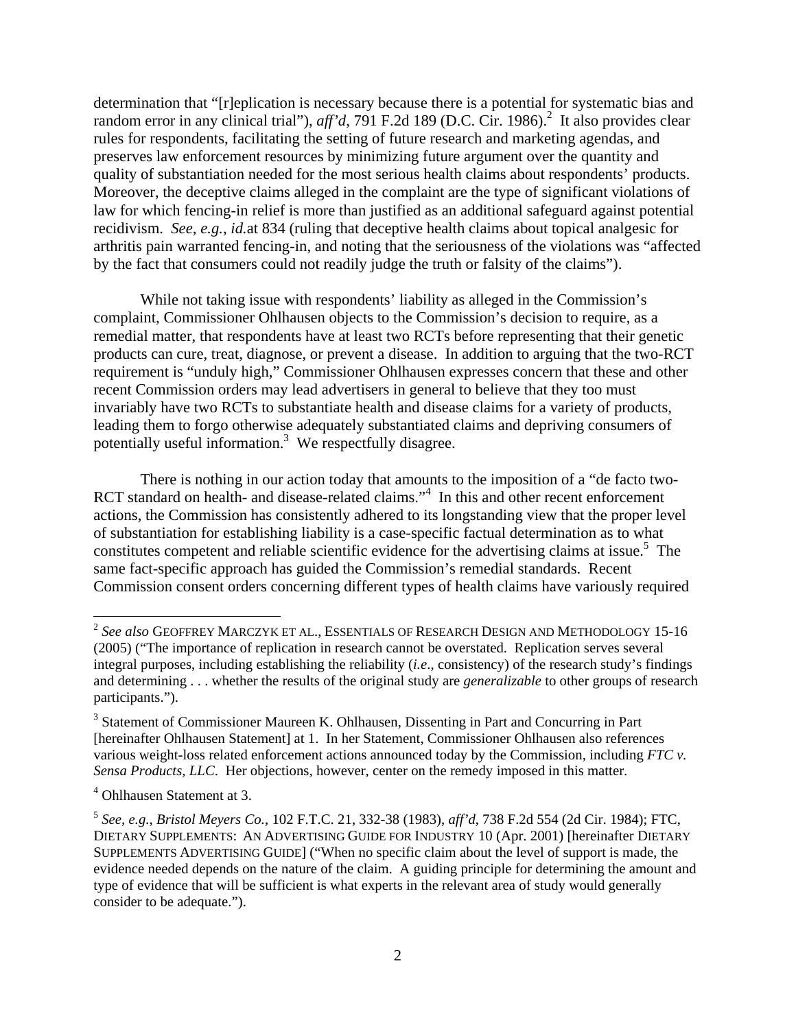determination that "[r]eplication is necessary because there is a potential for systematic bias and random error in any clinical trial"), *aff'd*, 791 F.2d 189 (D.C. Cir. 1986).[2] It also provides clear rules for respondents, facilitating the setting of future research and marketing agendas, and preserves law enforcement resources by minimizing future argument over the quantity and quality of substantiation needed for the most serious health claims about respondents' products. Moreover, the deceptive claims alleged in the complaint are the type of significant violations of law for which fencing-in relief is more than justified as an additional safeguard against potential recidivism. *See, e.g.*, *id.*at 834 (ruling that deceptive health claims about topical analgesic for arthritis pain warranted fencing-in, and noting that the seriousness of the violations was "affected by the fact that consumers could not readily judge the truth or falsity of the claims").

While not taking issue with respondents' liability as alleged in the Commission's complaint, Commissioner Ohlhausen objects to the Commission's decision to require, as a remedial matter, that respondents have at least two RCTs before representing that their genetic products can cure, treat, diagnose, or prevent a disease. In addition to arguing that the two-RCT requirement is "unduly high," Commissioner Ohlhausen expresses concern that these and other recent Commission orders may lead advertisers in general to believe that they too must invariably have two RCTs to substantiate health and disease claims for a variety of products, leading them to forgo otherwise adequately substantiated claims and depriving consumers of potentially useful information.[3] We respectfully disagree.

There is nothing in our action today that amounts to the imposition of a "de facto two-RCT standard on health- and disease-related claims."[4] In this and other recent enforcement actions, the Commission has consistently adhered to its longstanding view that the proper level of substantiation for establishing liability is a case-specific factual determination as to what constitutes competent and reliable scientific evidence for the advertising claims at issue.[5] The same fact-specific approach has guided the Commission's remedial standards. Recent Commission consent orders concerning different types of health claims have variously required

---

[2] *See also* GEOFFREY MARCZYK ET AL., ESSENTIALS OF RESEARCH DESIGN AND METHODOLOGY 15-16 (2005) ("The importance of replication in research cannot be overstated. Replication serves several integral purposes, including establishing the reliability (*i.e*., consistency) of the research study's findings and determining . . . whether the results of the original study are *generalizable* to other groups of research participants.").

[3] Statement of Commissioner Maureen K. Ohlhausen, Dissenting in Part and Concurring in Part [hereinafter Ohlhausen Statement] at 1. In her Statement, Commissioner Ohlhausen also references various weight-loss related enforcement actions announced today by the Commission, including *FTC v. Sensa Products, LLC*. Her objections, however, center on the remedy imposed in this matter.

[4] Ohlhausen Statement at 3.

[5] *See, e.g.*, *Bristol Meyers Co.*, 102 F.T.C. 21, 332-38 (1983), *aff'd*, 738 F.2d 554 (2d Cir. 1984); FTC, DIETARY SUPPLEMENTS: AN ADVERTISING GUIDE FOR INDUSTRY 10 (Apr. 2001) [hereinafter DIETARY SUPPLEMENTS ADVERTISING GUIDE] ("When no specific claim about the level of support is made, the evidence needed depends on the nature of the claim. A guiding principle for determining the amount and type of evidence that will be sufficient is what experts in the relevant area of study would generally consider to be adequate.").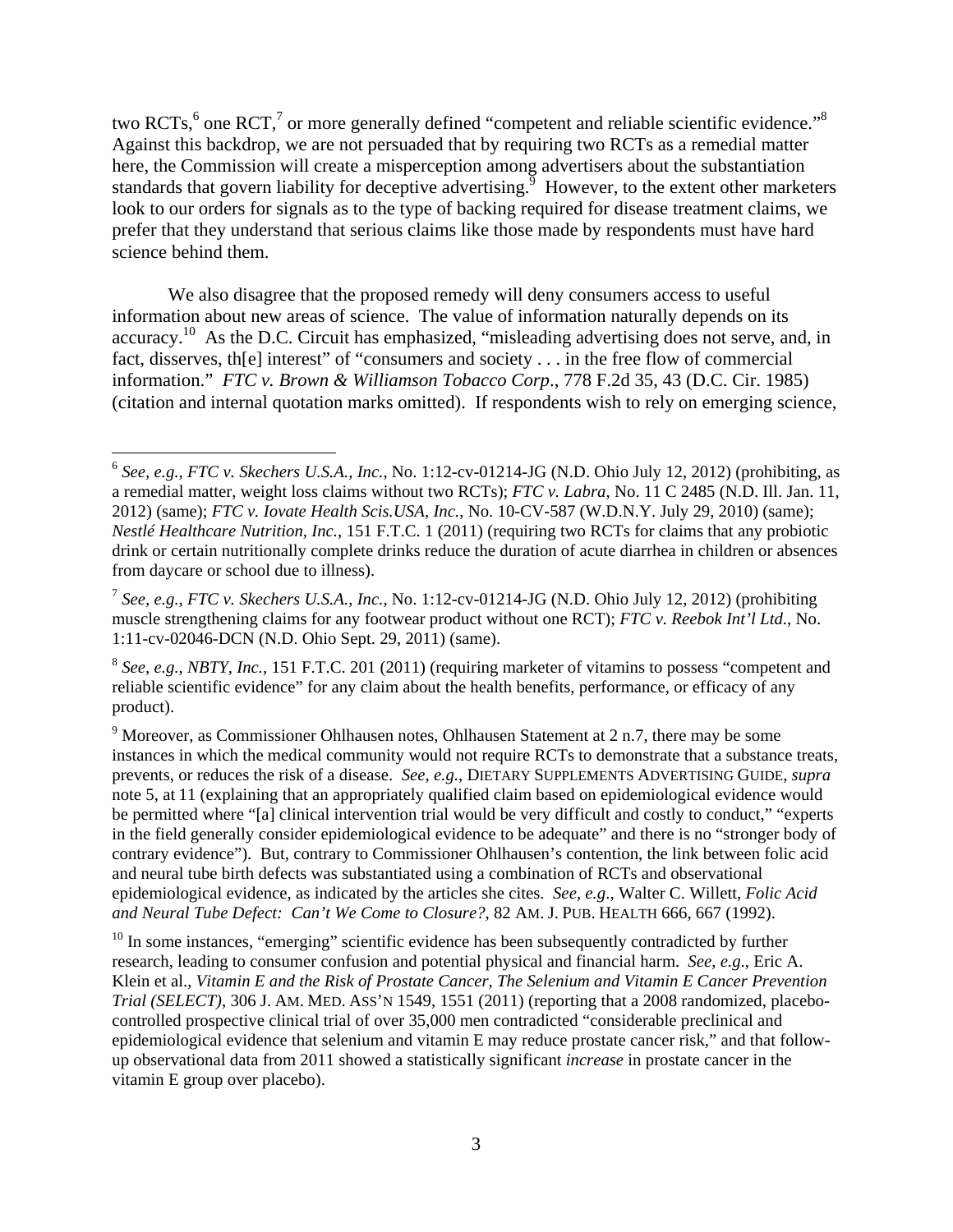two RCTs,[6] one RCT,[7] or more generally defined "competent and reliable scientific evidence."[8] Against this backdrop, we are not persuaded that by requiring two RCTs as a remedial matter here, the Commission will create a misperception among advertisers about the substantiation standards that govern liability for deceptive advertising.[9] However, to the extent other marketers look to our orders for signals as to the type of backing required for disease treatment claims, we prefer that they understand that serious claims like those made by respondents must have hard science behind them.

We also disagree that the proposed remedy will deny consumers access to useful information about new areas of science. The value of information naturally depends on its accuracy.[10] As the D.C. Circuit has emphasized, "misleading advertising does not serve, and, in fact, disserves, th[e] interest" of "consumers and society . . . in the free flow of commercial information." *FTC v. Brown & Williamson Tobacco Corp*., 778 F.2d 35, 43 (D.C. Cir. 1985) (citation and internal quotation marks omitted). If respondents wish to rely on emerging science,

---

[6] *See, e.g.*, *FTC v. Skechers U.S.A., Inc.*, No. 1:12-cv-01214-JG (N.D. Ohio July 12, 2012) (prohibiting, as a remedial matter, weight loss claims without two RCTs); *FTC v. Labra*, No. 11 C 2485 (N.D. Ill. Jan. 11, 2012) (same); *FTC v. Iovate Health Scis.USA, Inc.*, No. 10-CV-587 (W.D.N.Y. July 29, 2010) (same); *Nestlé Healthcare Nutrition, Inc.*, 151 F.T.C. 1 (2011) (requiring two RCTs for claims that any probiotic drink or certain nutritionally complete drinks reduce the duration of acute diarrhea in children or absences from daycare or school due to illness).

[7] *See, e.g.*, *FTC v. Skechers U.S.A., Inc.*, No. 1:12-cv-01214-JG (N.D. Ohio July 12, 2012) (prohibiting muscle strengthening claims for any footwear product without one RCT); *FTC v. Reebok Int'l Ltd.*, No. 1:11-cv-02046-DCN (N.D. Ohio Sept. 29, 2011) (same).

[8] *See, e.g.*, *NBTY, Inc.*, 151 F.T.C. 201 (2011) (requiring marketer of vitamins to possess "competent and reliable scientific evidence" for any claim about the health benefits, performance, or efficacy of any product).

[9] Moreover, as Commissioner Ohlhausen notes, Ohlhausen Statement at 2 n.7, there may be some instances in which the medical community would not require RCTs to demonstrate that a substance treats, prevents, or reduces the risk of a disease. *See, e.g.*, DIETARY SUPPLEMENTS ADVERTISING GUIDE, *supra* note 5, at 11 (explaining that an appropriately qualified claim based on epidemiological evidence would be permitted where "[a] clinical intervention trial would be very difficult and costly to conduct," "experts in the field generally consider epidemiological evidence to be adequate" and there is no "stronger body of contrary evidence"). But, contrary to Commissioner Ohlhausen's contention, the link between folic acid and neural tube birth defects was substantiated using a combination of RCTs and observational epidemiological evidence, as indicated by the articles she cites. *See, e.g*., Walter C. Willett, *Folic Acid and Neural Tube Defect: Can't We Come to Closure?*, 82 AM. J. PUB. HEALTH 666, 667 (1992).

[10] In some instances, "emerging" scientific evidence has been subsequently contradicted by further research, leading to consumer confusion and potential physical and financial harm. *See, e.g.*, Eric A. Klein et al., *Vitamin E and the Risk of Prostate Cancer, The Selenium and Vitamin E Cancer Prevention Trial (SELECT)*, 306 J. AM. MED. ASS'N 1549, 1551 (2011) (reporting that a 2008 randomized, placebo-controlled prospective clinical trial of over 35,000 men contradicted "considerable preclinical and epidemiological evidence that selenium and vitamin E may reduce prostate cancer risk," and that follow-up observational data from 2011 showed a statistically significant *increase* in prostate cancer in the vitamin E group over placebo).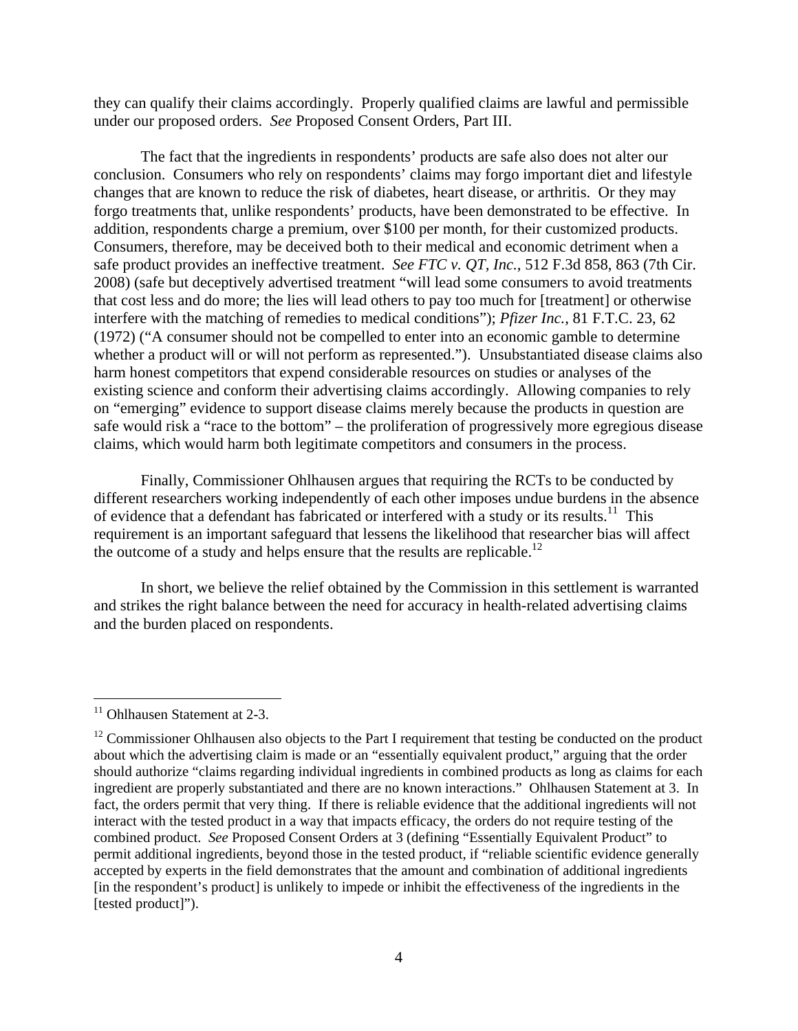they can qualify their claims accordingly. Properly qualified claims are lawful and permissible under our proposed orders. *See* Proposed Consent Orders, Part III.

The fact that the ingredients in respondents' products are safe also does not alter our conclusion. Consumers who rely on respondents' claims may forgo important diet and lifestyle changes that are known to reduce the risk of diabetes, heart disease, or arthritis. Or they may forgo treatments that, unlike respondents' products, have been demonstrated to be effective. In addition, respondents charge a premium, over $100 per month, for their customized products. Consumers, therefore, may be deceived both to their medical and economic detriment when a safe product provides an ineffective treatment. *See FTC v. QT, Inc.*, 512 F.3d 858, 863 (7th Cir. 2008) (safe but deceptively advertised treatment "will lead some consumers to avoid treatments that cost less and do more; the lies will lead others to pay too much for [treatment] or otherwise interfere with the matching of remedies to medical conditions"); *Pfizer Inc.*, 81 F.T.C. 23, 62 (1972) ("A consumer should not be compelled to enter into an economic gamble to determine whether a product will or will not perform as represented."). Unsubstantiated disease claims also harm honest competitors that expend considerable resources on studies or analyses of the existing science and conform their advertising claims accordingly. Allowing companies to rely on "emerging" evidence to support disease claims merely because the products in question are safe would risk a "race to the bottom" – the proliferation of progressively more egregious disease claims, which would harm both legitimate competitors and consumers in the process.

Finally, Commissioner Ohlhausen argues that requiring the RCTs to be conducted by different researchers working independently of each other imposes undue burdens in the absence of evidence that a defendant has fabricated or interfered with a study or its results.[11] This requirement is an important safeguard that lessens the likelihood that researcher bias will affect the outcome of a study and helps ensure that the results are replicable.[12]

In short, we believe the relief obtained by the Commission in this settlement is warranted and strikes the right balance between the need for accuracy in health-related advertising claims and the burden placed on respondents.

---

[11] Ohlhausen Statement at 2-3.

[12] Commissioner Ohlhausen also objects to the Part I requirement that testing be conducted on the product about which the advertising claim is made or an "essentially equivalent product," arguing that the order should authorize "claims regarding individual ingredients in combined products as long as claims for each ingredient are properly substantiated and there are no known interactions." Ohlhausen Statement at 3. In fact, the orders permit that very thing. If there is reliable evidence that the additional ingredients will not interact with the tested product in a way that impacts efficacy, the orders do not require testing of the combined product. *See* Proposed Consent Orders at 3 (defining "Essentially Equivalent Product" to permit additional ingredients, beyond those in the tested product, if "reliable scientific evidence generally accepted by experts in the field demonstrates that the amount and combination of additional ingredients [in the respondent's product] is unlikely to impede or inhibit the effectiveness of the ingredients in the [tested product]").